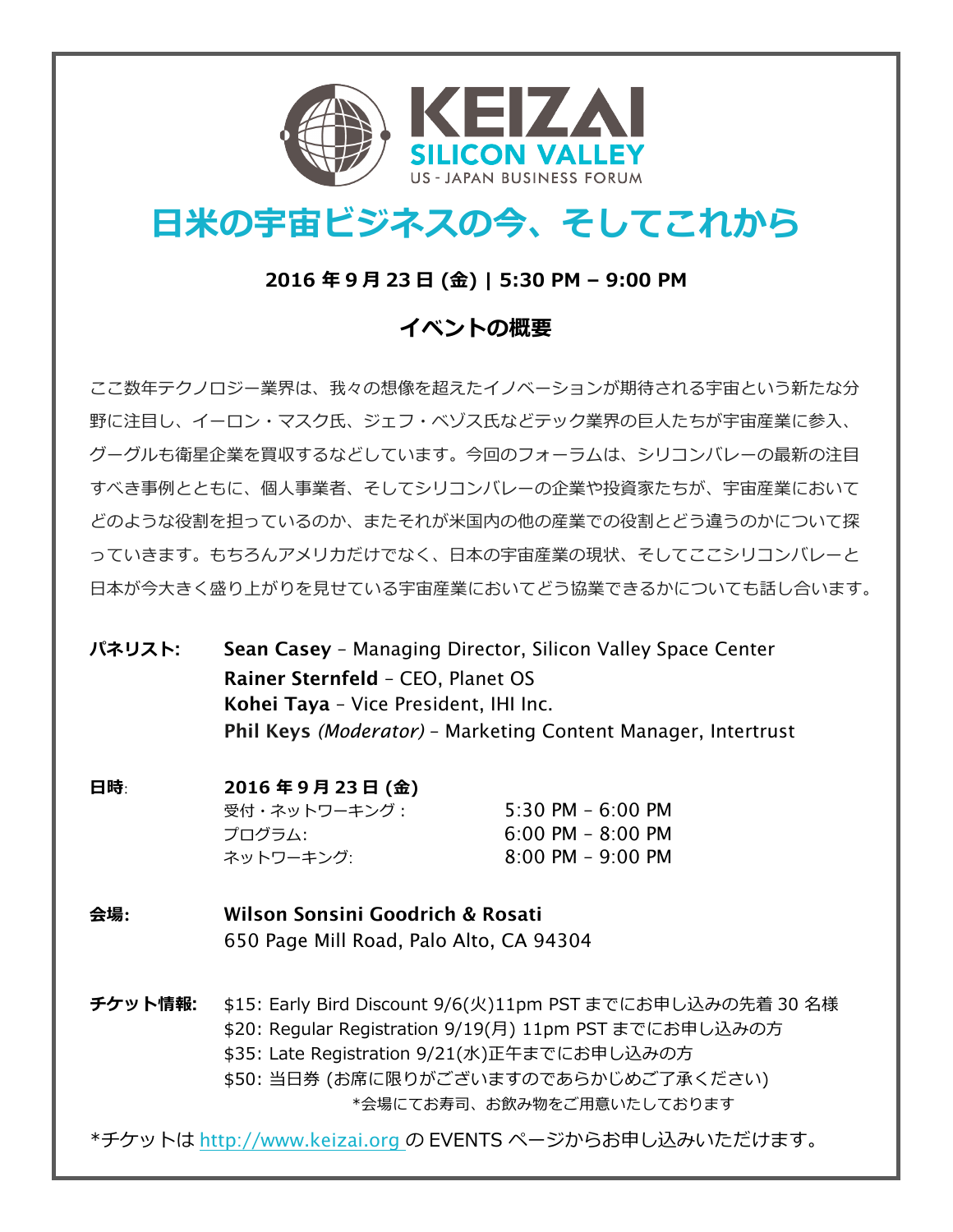KEIZAI
SILICON VALLEY
US - JAPAN BUSINESS FORUM

# 日米の宇宙ビジネスの今、そしてこれから

**2016 年 9 月 23 日 (金) | 5:30 PM – 9:00 PM**

## イベントの概要

ここ数年テクノロジー業界は、我々の想像を超えたイノベーションが期待される宇宙という新たな分野に注目し、イーロン・マスク氏、ジェフ・ベゾス氏などテック業界の巨人たちが宇宙産業に参入、グーグルも衛星企業を買収するなどしています。今回のフォーラムは、シリコンバレーの最新の注目すべき事例とともに、個人事業者、そしてシリコンバレーの企業や投資家たちが、宇宙産業においてどのような役割を担っているのか、またそれが米国内の他の産業での役割とどう違うのかについて探っていきます。もちろんアメリカだけでなく、日本の宇宙産業の現状、そしてここシリコンバレーと日本が今大きく盛り上がりを見せている宇宙産業においてどう協業できるかについても話し合います。

**パネリスト:**
**Sean Casey** – Managing Director, Silicon Valley Space Center
**Rainer Sternfeld** – CEO, Planet OS
**Kohei Taya** – Vice President, IHI Inc.
**Phil Keys** *(Moderator)* – Marketing Content Manager, Intertrust

**日時**: **2016 年 9 月 23 日 (金)**

| | |
|---|---|
| 受付・ネットワーキング： | 5:30 PM – 6:00 PM |
| プログラム: | 6:00 PM – 8:00 PM |
| ネットワーキング: | 8:00 PM – 9:00 PM |

**会場:** **Wilson Sonsini Goodrich & Rosati**
650 Page Mill Road, Palo Alto, CA 94304

**チケット情報:**
$15: Early Bird Discount 9/6(火)11pm PST までにお申し込みの先着 30 名様
$20: Regular Registration 9/19(月) 11pm PST までにお申し込みの方
$35: Late Registration 9/21(水)正午までにお申し込みの方
$50: 当日券 (お席に限りがございますのであらかじめご了承ください)
*会場にてお寿司、お飲み物をご用意いたしております

*チケットは http://www.keizai.org の EVENTS ページからお申し込みいただけます。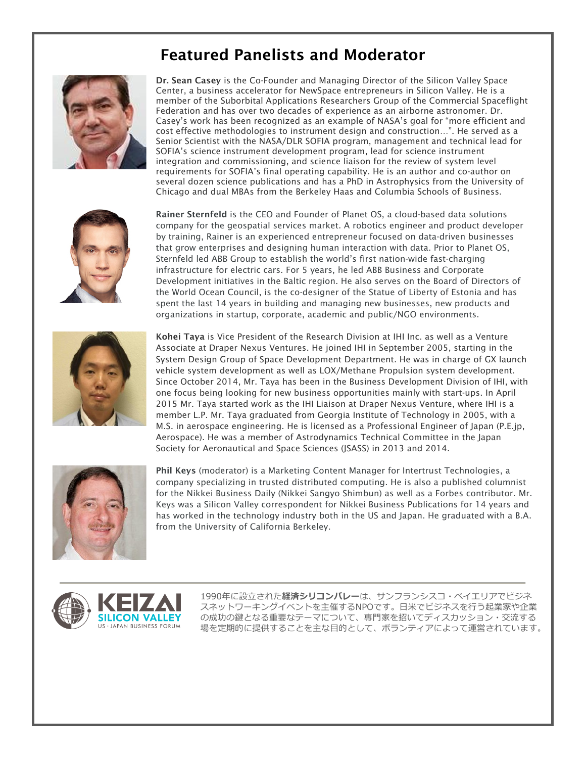# Featured Panelists and Moderator

**Dr. Sean Casey** is the Co-Founder and Managing Director of the Silicon Valley Space Center, a business accelerator for NewSpace entrepreneurs in Silicon Valley. He is a member of the Suborbital Applications Researchers Group of the Commercial Spaceflight Federation and has over two decades of experience as an airborne astronomer. Dr. Casey's work has been recognized as an example of NASA's goal for "more efficient and cost effective methodologies to instrument design and construction…". He served as a Senior Scientist with the NASA/DLR SOFIA program, management and technical lead for SOFIA's science instrument development program, lead for science instrument integration and commissioning, and science liaison for the review of system level requirements for SOFIA's final operating capability. He is an author and co-author on several dozen science publications and has a PhD in Astrophysics from the University of Chicago and dual MBAs from the Berkeley Haas and Columbia Schools of Business.

**Rainer Sternfeld** is the CEO and Founder of Planet OS, a cloud-based data solutions company for the geospatial services market. A robotics engineer and product developer by training, Rainer is an experienced entrepreneur focused on data-driven businesses that grow enterprises and designing human interaction with data. Prior to Planet OS, Sternfeld led ABB Group to establish the world's first nation-wide fast-charging infrastructure for electric cars. For 5 years, he led ABB Business and Corporate Development initiatives in the Baltic region. He also serves on the Board of Directors of the World Ocean Council, is the co-designer of the Statue of Liberty of Estonia and has spent the last 14 years in building and managing new businesses, new products and organizations in startup, corporate, academic and public/NGO environments.

**Kohei Taya** is Vice President of the Research Division at IHI Inc. as well as a Venture Associate at Draper Nexus Ventures. He joined IHI in September 2005, starting in the System Design Group of Space Development Department. He was in charge of GX launch vehicle system development as well as LOX/Methane Propulsion system development. Since October 2014, Mr. Taya has been in the Business Development Division of IHI, with one focus being looking for new business opportunities mainly with start-ups. In April 2015 Mr. Taya started work as the IHI Liaison at Draper Nexus Venture, where IHI is a member L.P. Mr. Taya graduated from Georgia Institute of Technology in 2005, with a M.S. in aerospace engineering. He is licensed as a Professional Engineer of Japan (P.E.jp, Aerospace). He was a member of Astrodynamics Technical Committee in the Japan Society for Aeronautical and Space Sciences (JSASS) in 2013 and 2014.

**Phil Keys** (moderator) is a Marketing Content Manager for Intertrust Technologies, a company specializing in trusted distributed computing. He is also a published columnist for the Nikkei Business Daily (Nikkei Sangyo Shimbun) as well as a Forbes contributor. Mr. Keys was a Silicon Valley correspondent for Nikkei Business Publications for 14 years and has worked in the technology industry both in the US and Japan. He graduated with a B.A. from the University of California Berkeley.

---

KEIZAI SILICON VALLEY
US - JAPAN BUSINESS FORUM

1990年に設立された**経済シリコンバレー**は、サンフランシスコ・ベイエリアでビジネスネットワーキングイベントを主催するNPOです。日米でビジネスを行う起業家や企業の成功の鍵となる重要なテーマについて、専門家を招いてディスカッション・交流する場を定期的に提供することを主な目的として、ボランティアによって運営されています。